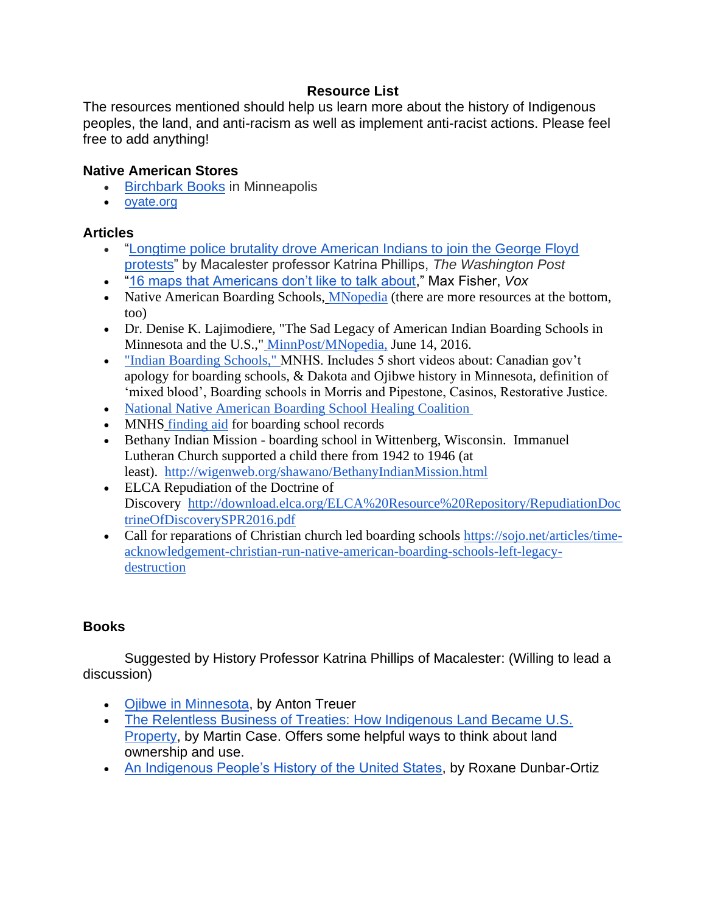# Resource List

The resources mentioned should help us learn more about the history of Indigenous peoples, the land, and anti-racism as well as implement anti-racist actions. Please feel free to add anything!

### Native American Stores

- Birchbark Books in Minneapolis
- oyate.org

### Articles

- "Longtime police brutality drove American Indians to join the George Floyd protests" by Macalester professor Katrina Phillips, *The Washington Post*
- "16 maps that Americans don't like to talk about," Max Fisher, *Vox*
- Native American Boarding Schools, MNopedia (there are more resources at the bottom, too)
- Dr. Denise K. Lajimodiere, "The Sad Legacy of American Indian Boarding Schools in Minnesota and the U.S.," MinnPost/MNopedia, June 14, 2016.
- "Indian Boarding Schools," MNHS. Includes 5 short videos about: Canadian gov't apology for boarding schools, & Dakota and Ojibwe history in Minnesota, definition of 'mixed blood', Boarding schools in Morris and Pipestone, Casinos, Restorative Justice.
- National Native American Boarding School Healing Coalition
- MNHS finding aid for boarding school records
- Bethany Indian Mission - boarding school in Wittenberg, Wisconsin. Immanuel Lutheran Church supported a child there from 1942 to 1946 (at least). http://wigenweb.org/shawano/BethanyIndianMission.html
- ELCA Repudiation of the Doctrine of Discovery http://download.elca.org/ELCA%20Resource%20Repository/RepudiationDoctrineOfDiscoverySPR2016.pdf
- Call for reparations of Christian church led boarding schools https://sojo.net/articles/time-acknowledgement-christian-run-native-american-boarding-schools-left-legacy-destruction

### Books

Suggested by History Professor Katrina Phillips of Macalester: (Willing to lead a discussion)

- Ojibwe in Minnesota, by Anton Treuer
- The Relentless Business of Treaties: How Indigenous Land Became U.S. Property, by Martin Case. Offers some helpful ways to think about land ownership and use.
- An Indigenous People's History of the United States, by Roxane Dunbar-Ortiz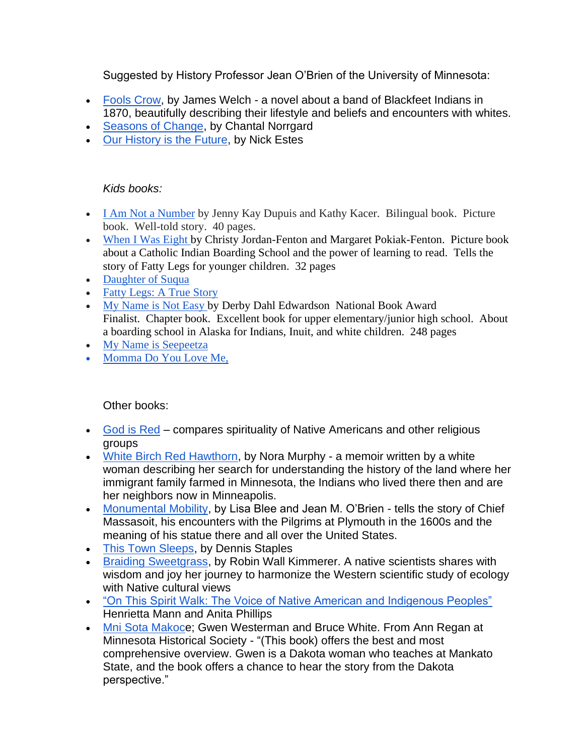Suggested by History Professor Jean O'Brien of the University of Minnesota:

- Fools Crow, by James Welch - a novel about a band of Blackfeet Indians in 1870, beautifully describing their lifestyle and beliefs and encounters with whites.
- Seasons of Change, by Chantal Norrgard
- Our History is the Future, by Nick Estes

*Kids books:*

- I Am Not a Number by Jenny Kay Dupuis and Kathy Kacer. Bilingual book. Picture book. Well-told story. 40 pages.
- When I Was Eight by Christy Jordan-Fenton and Margaret Pokiak-Fenton. Picture book about a Catholic Indian Boarding School and the power of learning to read. Tells the story of Fatty Legs for younger children. 32 pages
- Daughter of Suqua
- Fatty Legs: A True Story
- My Name is Not Easy by Derby Dahl Edwardson National Book Award Finalist. Chapter book. Excellent book for upper elementary/junior high school. About a boarding school in Alaska for Indians, Inuit, and white children. 248 pages
- My Name is Seepeetza
- Momma Do You Love Me,

Other books:

- God is Red – compares spirituality of Native Americans and other religious groups
- White Birch Red Hawthorn, by Nora Murphy - a memoir written by a white woman describing her search for understanding the history of the land where her immigrant family farmed in Minnesota, the Indians who lived there then and are her neighbors now in Minneapolis.
- Monumental Mobility, by Lisa Blee and Jean M. O'Brien - tells the story of Chief Massasoit, his encounters with the Pilgrims at Plymouth in the 1600s and the meaning of his statue there and all over the United States.
- This Town Sleeps, by Dennis Staples
- Braiding Sweetgrass, by Robin Wall Kimmerer. A native scientists shares with wisdom and joy her journey to harmonize the Western scientific study of ecology with Native cultural views
- "On This Spirit Walk: The Voice of Native American and Indigenous Peoples" Henrietta Mann and Anita Phillips
- Mni Sota Makoce; Gwen Westerman and Bruce White. From Ann Regan at Minnesota Historical Society - "(This book) offers the best and most comprehensive overview. Gwen is a Dakota woman who teaches at Mankato State, and the book offers a chance to hear the story from the Dakota perspective."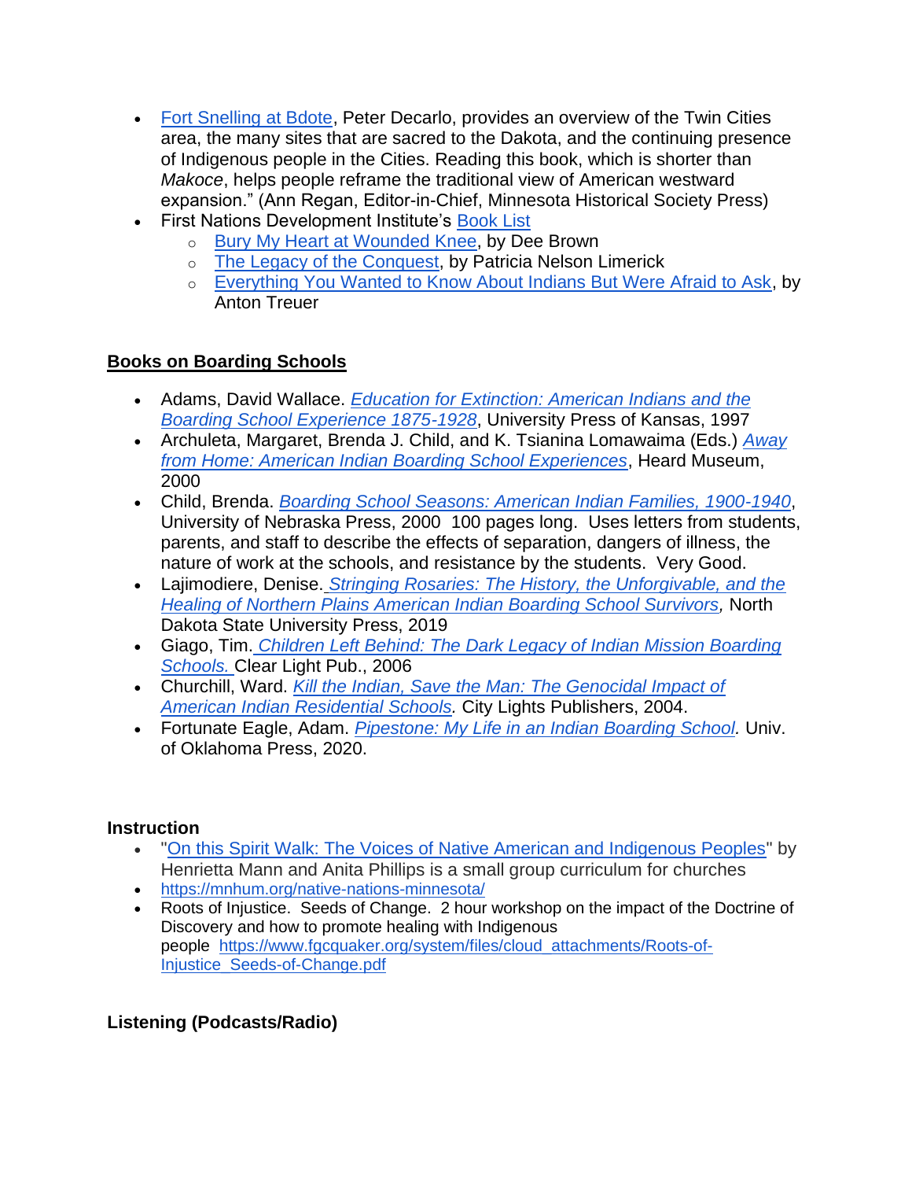- Fort Snelling at Bdote, Peter Decarlo, provides an overview of the Twin Cities area, the many sites that are sacred to the Dakota, and the continuing presence of Indigenous people in the Cities. Reading this book, which is shorter than *Makoce*, helps people reframe the traditional view of American westward expansion." (Ann Regan, Editor-in-Chief, Minnesota Historical Society Press)
- First Nations Development Institute's Book List
  - Bury My Heart at Wounded Knee, by Dee Brown
  - The Legacy of the Conquest, by Patricia Nelson Limerick
  - Everything You Wanted to Know About Indians But Were Afraid to Ask, by Anton Treuer

## Books on Boarding Schools

- Adams, David Wallace. *Education for Extinction: American Indians and the Boarding School Experience 1875-1928*, University Press of Kansas, 1997
- Archuleta, Margaret, Brenda J. Child, and K. Tsianina Lomawaima (Eds.) *Away from Home: American Indian Boarding School Experiences*, Heard Museum, 2000
- Child, Brenda. *Boarding School Seasons: American Indian Families, 1900-1940*, University of Nebraska Press, 2000 100 pages long. Uses letters from students, parents, and staff to describe the effects of separation, dangers of illness, the nature of work at the schools, and resistance by the students. Very Good.
- Lajimodiere, Denise. *Stringing Rosaries: The History, the Unforgivable, and the Healing of Northern Plains American Indian Boarding School Survivors*, North Dakota State University Press, 2019
- Giago, Tim. *Children Left Behind: The Dark Legacy of Indian Mission Boarding Schools.* Clear Light Pub., 2006
- Churchill, Ward. *Kill the Indian, Save the Man: The Genocidal Impact of American Indian Residential Schools.* City Lights Publishers, 2004.
- Fortunate Eagle, Adam. *Pipestone: My Life in an Indian Boarding School.* Univ. of Oklahoma Press, 2020.

### Instruction

- "On this Spirit Walk: The Voices of Native American and Indigenous Peoples" by Henrietta Mann and Anita Phillips is a small group curriculum for churches
- https://mnhum.org/native-nations-minnesota/
- Roots of Injustice. Seeds of Change. 2 hour workshop on the impact of the Doctrine of Discovery and how to promote healing with Indigenous people https://www.fgcquaker.org/system/files/cloud_attachments/Roots-of-Injustice_Seeds-of-Change.pdf

### Listening (Podcasts/Radio)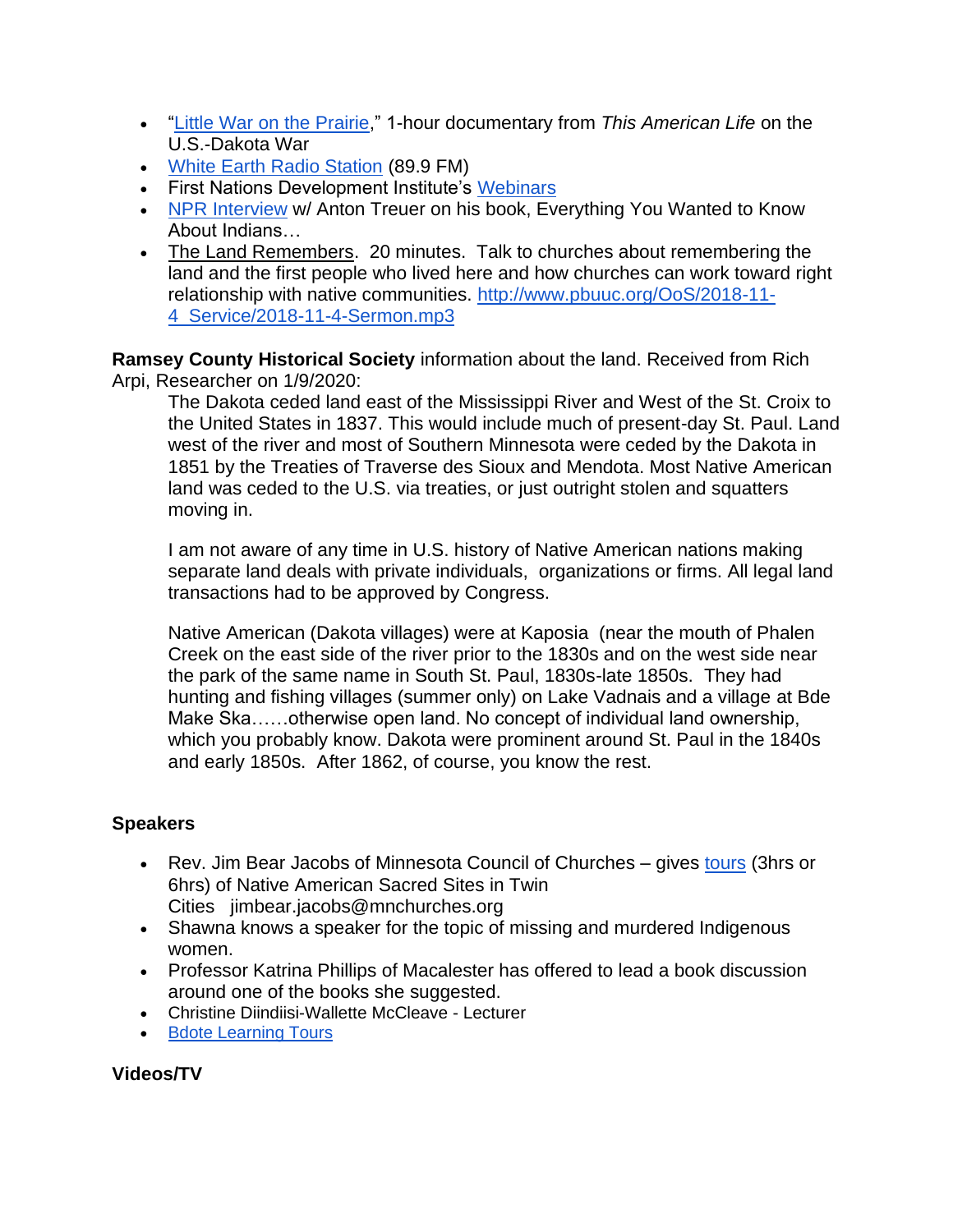- "Little War on the Prairie," 1-hour documentary from *This American Life* on the U.S.-Dakota War
- White Earth Radio Station (89.9 FM)
- First Nations Development Institute's Webinars
- NPR Interview w/ Anton Treuer on his book, Everything You Wanted to Know About Indians…
- The Land Remembers. 20 minutes. Talk to churches about remembering the land and the first people who lived here and how churches can work toward right relationship with native communities. http://www.pbuuc.org/OoS/2018-11-4_Service/2018-11-4-Sermon.mp3

**Ramsey County Historical Society** information about the land. Received from Rich Arpi, Researcher on 1/9/2020:

> The Dakota ceded land east of the Mississippi River and West of the St. Croix to the United States in 1837. This would include much of present-day St. Paul. Land west of the river and most of Southern Minnesota were ceded by the Dakota in 1851 by the Treaties of Traverse des Sioux and Mendota. Most Native American land was ceded to the U.S. via treaties, or just outright stolen and squatters moving in.
>
> I am not aware of any time in U.S. history of Native American nations making separate land deals with private individuals, organizations or firms. All legal land transactions had to be approved by Congress.
>
> Native American (Dakota villages) were at Kaposia (near the mouth of Phalen Creek on the east side of the river prior to the 1830s and on the west side near the park of the same name in South St. Paul, 1830s-late 1850s. They had hunting and fishing villages (summer only) on Lake Vadnais and a village at Bde Make Ska……otherwise open land. No concept of individual land ownership, which you probably know. Dakota were prominent around St. Paul in the 1840s and early 1850s. After 1862, of course, you know the rest.

**Speakers**

- Rev. Jim Bear Jacobs of Minnesota Council of Churches – gives tours (3hrs or 6hrs) of Native American Sacred Sites in Twin Cities jimbear.jacobs@mnchurches.org
- Shawna knows a speaker for the topic of missing and murdered Indigenous women.
- Professor Katrina Phillips of Macalester has offered to lead a book discussion around one of the books she suggested.
- Christine Diindiisi-Wallette McCleave - Lecturer
- Bdote Learning Tours

**Videos/TV**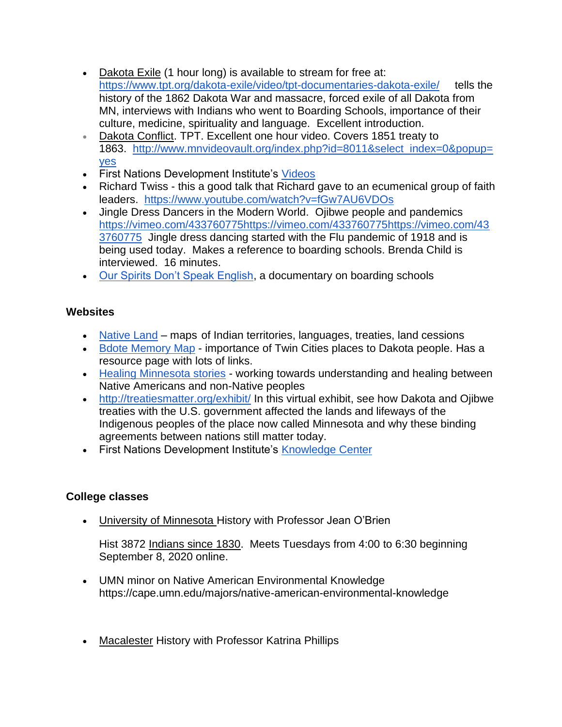- Dakota Exile (1 hour long) is available to stream for free at: https://www.tpt.org/dakota-exile/video/tpt-documentaries-dakota-exile/ tells the history of the 1862 Dakota War and massacre, forced exile of all Dakota from MN, interviews with Indians who went to Boarding Schools, importance of their culture, medicine, spirituality and language. Excellent introduction.
- Dakota Conflict. TPT. Excellent one hour video. Covers 1851 treaty to 1863. http://www.mnvideovault.org/index.php?id=8011&select_index=0&popup=yes
- First Nations Development Institute's Videos
- Richard Twiss - this a good talk that Richard gave to an ecumenical group of faith leaders. https://www.youtube.com/watch?v=fGw7AU6VDOs
- Jingle Dress Dancers in the Modern World. Ojibwe people and pandemics https://vimeo.com/433760775https://vimeo.com/433760775https://vimeo.com/433760775 Jingle dress dancing started with the Flu pandemic of 1918 and is being used today. Makes a reference to boarding schools. Brenda Child is interviewed. 16 minutes.
- Our Spirits Don't Speak English, a documentary on boarding schools

### Websites

- Native Land – maps of Indian territories, languages, treaties, land cessions
- Bdote Memory Map - importance of Twin Cities places to Dakota people. Has a resource page with lots of links.
- Healing Minnesota stories - working towards understanding and healing between Native Americans and non-Native peoples
- http://treatiesmatter.org/exhibit/ In this virtual exhibit, see how Dakota and Ojibwe treaties with the U.S. government affected the lands and lifeways of the Indigenous peoples of the place now called Minnesota and why these binding agreements between nations still matter today.
- First Nations Development Institute's Knowledge Center

### College classes

- University of Minnesota History with Professor Jean O'Brien

  Hist 3872 Indians since 1830. Meets Tuesdays from 4:00 to 6:30 beginning September 8, 2020 online.

- UMN minor on Native American Environmental Knowledge https://cape.umn.edu/majors/native-american-environmental-knowledge

- Macalester History with Professor Katrina Phillips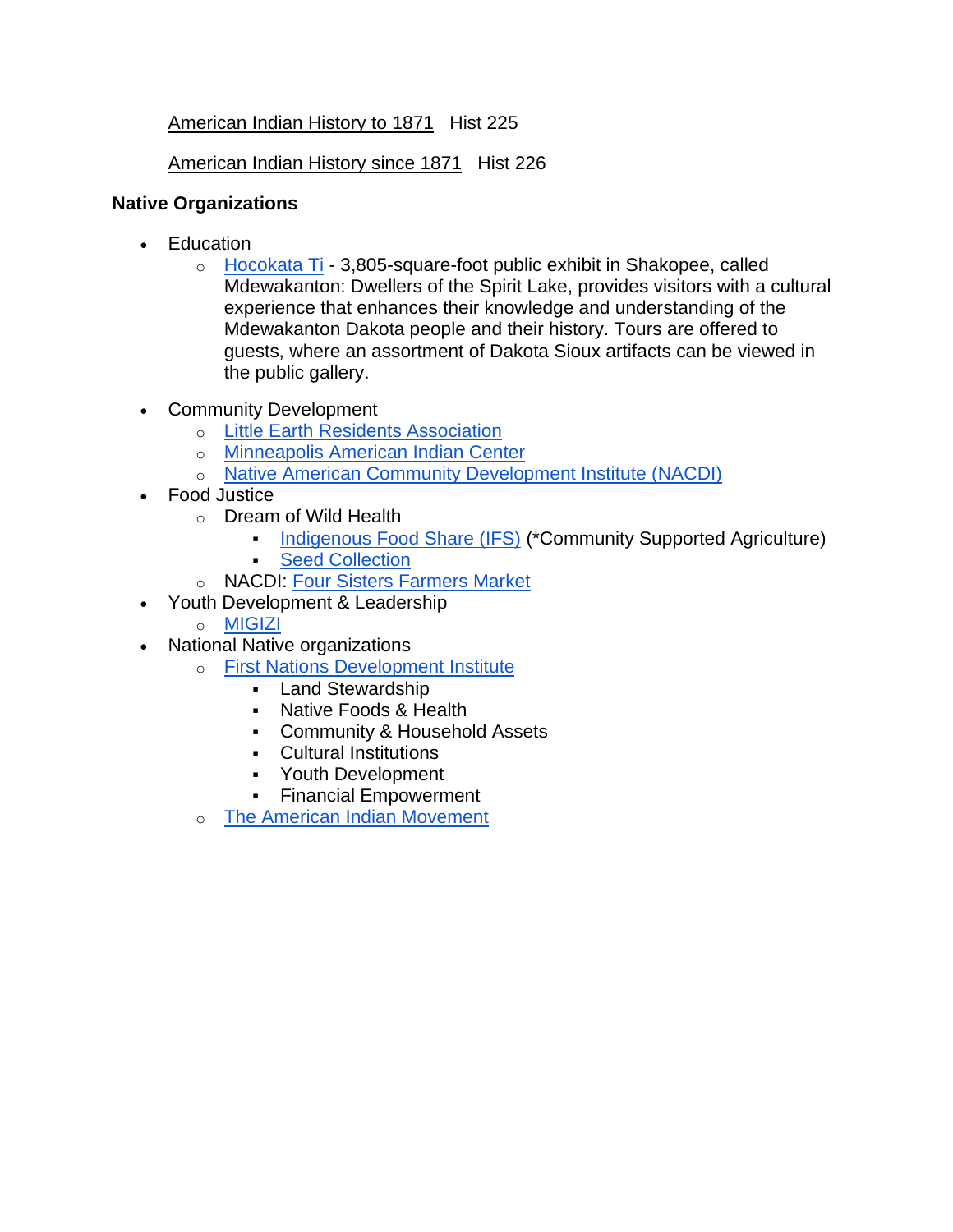American Indian History to 1871   Hist 225

American Indian History since 1871   Hist 226

**Native Organizations**

- Education
  - Hocokata Ti - 3,805-square-foot public exhibit in Shakopee, called Mdewakanton: Dwellers of the Spirit Lake, provides visitors with a cultural experience that enhances their knowledge and understanding of the Mdewakanton Dakota people and their history. Tours are offered to guests, where an assortment of Dakota Sioux artifacts can be viewed in the public gallery.

- Community Development
  - Little Earth Residents Association
  - Minneapolis American Indian Center
  - Native American Community Development Institute (NACDI)
- Food Justice
  - Dream of Wild Health
    - Indigenous Food Share (IFS) (*Community Supported Agriculture)
    - Seed Collection
  - NACDI: Four Sisters Farmers Market
- Youth Development & Leadership
  - MIGIZI
- National Native organizations
  - First Nations Development Institute
    - Land Stewardship
    - Native Foods & Health
    - Community & Household Assets
    - Cultural Institutions
    - Youth Development
    - Financial Empowerment
  - The American Indian Movement